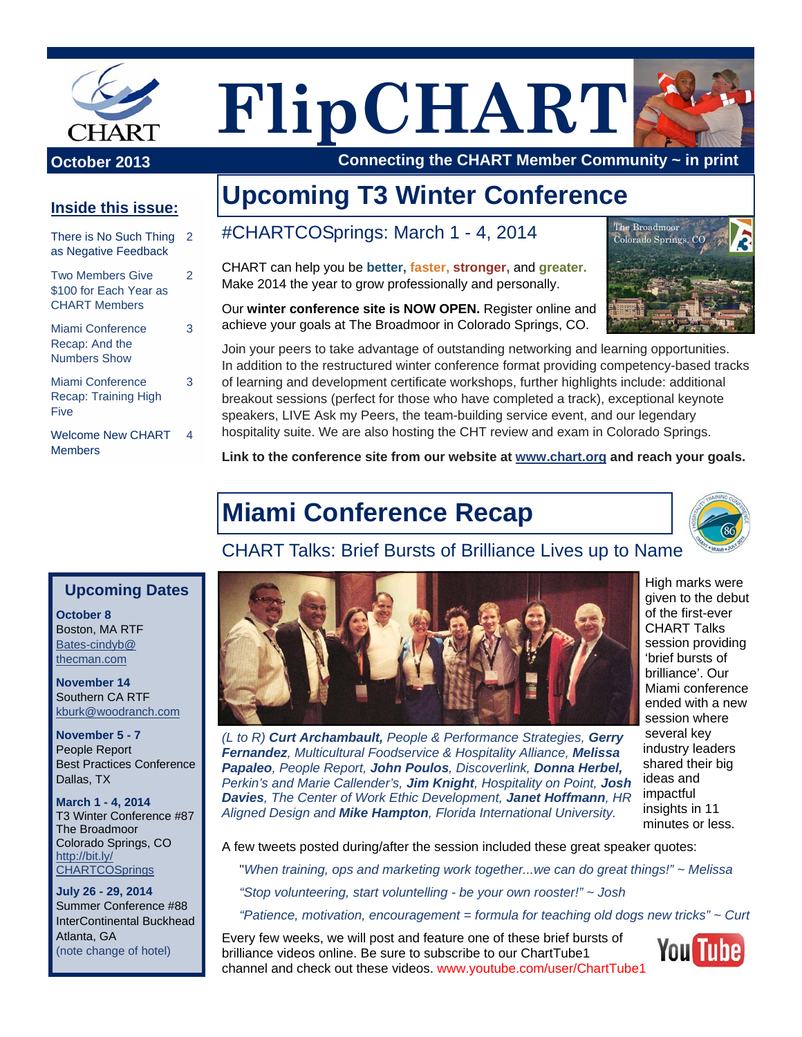# FlipCHART

**October 2013**

**Connecting the CHART Member Community ~ in print**

## Inside this issue:

| | |
|---|---|
| There is No Such Thing as Negative Feedback | 2 |
| Two Members Give $100 for Each Year as CHART Members | 2 |
| Miami Conference Recap: And the Numbers Show | 3 |
| Miami Conference Recap: Training High Five | 3 |
| Welcome New CHART Members | 4 |

## Upcoming T3 Winter Conference

### #CHARTCOSprings: March 1 - 4, 2014

CHART can help you be **better, faster, stronger,** and **greater.** Make 2014 the year to grow professionally and personally.

Our **winter conference site is NOW OPEN.** Register online and achieve your goals at The Broadmoor in Colorado Springs, CO.

The Broadmoor Colorado Springs, CO

Join your peers to take advantage of outstanding networking and learning opportunities. In addition to the restructured winter conference format providing competency-based tracks of learning and development certificate workshops, further highlights include: additional breakout sessions (perfect for those who have completed a track), exceptional keynote speakers, LIVE Ask my Peers, the team-building service event, and our legendary hospitality suite. We are also hosting the CHT review and exam in Colorado Springs.

**Link to the conference site from our website at www.chart.org and reach your goals.**

## Miami Conference Recap

### CHART Talks: Brief Bursts of Brilliance Lives up to Name

*(L to R)* ***Curt Archambault,*** *People & Performance Strategies,* ***Gerry Fernandez****, Multicultural Foodservice & Hospitality Alliance,* ***Melissa Papaleo****, People Report,* ***John Poulos****, Discoverlink,* ***Donna Herbel,*** *Perkin's and Marie Callender's,* ***Jim Knight****, Hospitality on Point,* ***Josh Davies****, The Center of Work Ethic Development,* ***Janet Hoffmann****, HR Aligned Design and* ***Mike Hampton****, Florida International University.*

High marks were given to the debut of the first-ever CHART Talks session providing 'brief bursts of brilliance'. Our Miami conference ended with a new session where several key industry leaders shared their big ideas and impactful insights in 11 minutes or less.

A few tweets posted during/after the session included these great speaker quotes:

"*When training, ops and marketing work together...we can do great things!" ~ Melissa*

*"Stop volunteering, start voluntelling - be your own rooster!" ~ Josh*

*"Patience, motivation, encouragement = formula for teaching old dogs new tricks" ~ Curt*

Every few weeks, we will post and feature one of these brief bursts of brilliance videos online. Be sure to subscribe to our ChartTube1 channel and check out these videos. www.youtube.com/user/ChartTube1

## Upcoming Dates

**October 8**
Boston, MA RTF
Bates-cindyb@thecman.com

**November 14**
Southern CA RTF
kburk@woodranch.com

**November 5 - 7**
People Report
Best Practices Conference
Dallas, TX

**March 1 - 4, 2014**
T3 Winter Conference #87
The Broadmoor
Colorado Springs, CO
http://bit.ly/CHARTCOSprings

**July 26 - 29, 2014**
Summer Conference #88
InterContinental Buckhead
Atlanta, GA
(note change of hotel)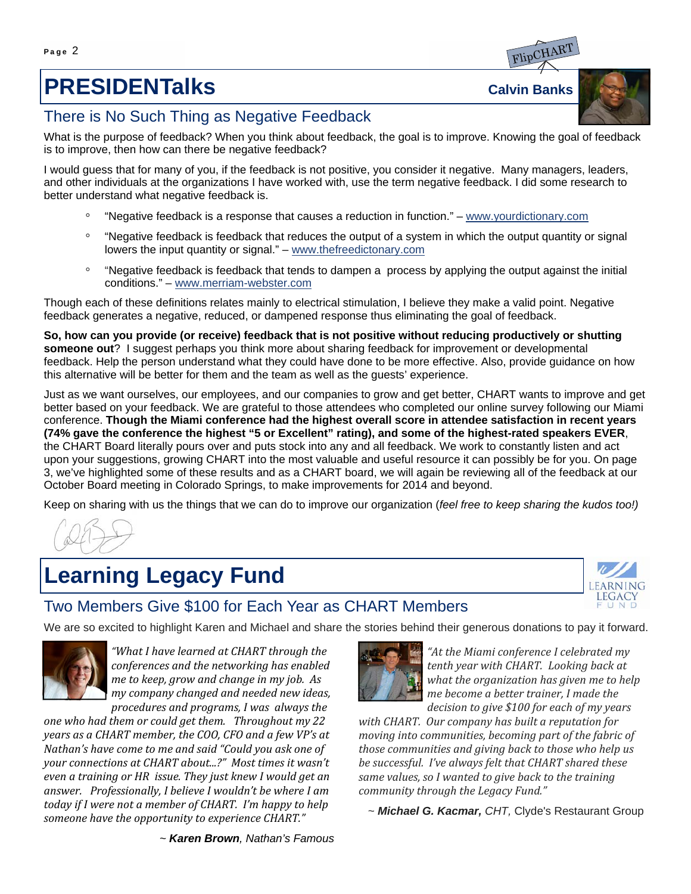# PRESIDENTalks

**Calvin Banks**

## There is No Such Thing as Negative Feedback

What is the purpose of feedback? When you think about feedback, the goal is to improve. Knowing the goal of feedback is to improve, then how can there be negative feedback?

I would guess that for many of you, if the feedback is not positive, you consider it negative. Many managers, leaders, and other individuals at the organizations I have worked with, use the term negative feedback. I did some research to better understand what negative feedback is.

- "Negative feedback is a response that causes a reduction in function." – www.yourdictionary.com
- "Negative feedback is feedback that reduces the output of a system in which the output quantity or signal lowers the input quantity or signal." – www.thefreedictonary.com
- "Negative feedback is feedback that tends to dampen a process by applying the output against the initial conditions." – www.merriam-webster.com

Though each of these definitions relates mainly to electrical stimulation, I believe they make a valid point. Negative feedback generates a negative, reduced, or dampened response thus eliminating the goal of feedback.

**So, how can you provide (or receive) feedback that is not positive without reducing productively or shutting someone out**? I suggest perhaps you think more about sharing feedback for improvement or developmental feedback. Help the person understand what they could have done to be more effective. Also, provide guidance on how this alternative will be better for them and the team as well as the guests' experience.

Just as we want ourselves, our employees, and our companies to grow and get better, CHART wants to improve and get better based on your feedback. We are grateful to those attendees who completed our online survey following our Miami conference. **Though the Miami conference had the highest overall score in attendee satisfaction in recent years (74% gave the conference the highest "5 or Excellent" rating), and some of the highest-rated speakers EVER**, the CHART Board literally pours over and puts stock into any and all feedback. We work to constantly listen and act upon your suggestions, growing CHART into the most valuable and useful resource it can possibly be for you. On page 3, we've highlighted some of these results and as a CHART board, we will again be reviewing all of the feedback at our October Board meeting in Colorado Springs, to make improvements for 2014 and beyond.

Keep on sharing with us the things that we can do to improve our organization (*feel free to keep sharing the kudos too!)*

# Learning Legacy Fund

## Two Members Give $100 for Each Year as CHART Members

We are so excited to highlight Karen and Michael and share the stories behind their generous donations to pay it forward.

*"What I have learned at CHART through the conferences and the networking has enabled me to keep, grow and change in my job. As my company changed and needed new ideas, procedures and programs, I was always the one who had them or could get them. Throughout my 22 years as a CHART member, the COO, CFO and a few VP's at Nathan's have come to me and said "Could you ask one of your connections at CHART about...?" Most times it wasn't even a training or HR issue. They just knew I would get an answer. Professionally, I believe I wouldn't be where I am today if I were not a member of CHART. I'm happy to help someone have the opportunity to experience CHART."*

~ ***Karen Brown****, Nathan's Famous*

*"At the Miami conference I celebrated my tenth year with CHART. Looking back at what the organization has given me to help me become a better trainer, I made the decision to give $100 for each of my years with CHART. Our company has built a reputation for moving into communities, becoming part of the fabric of those communities and giving back to those who help us be successful. I've always felt that CHART shared these same values, so I wanted to give back to the training community through the Legacy Fund."*

~ ***Michael G. Kacmar,*** *CHT,* Clyde's Restaurant Group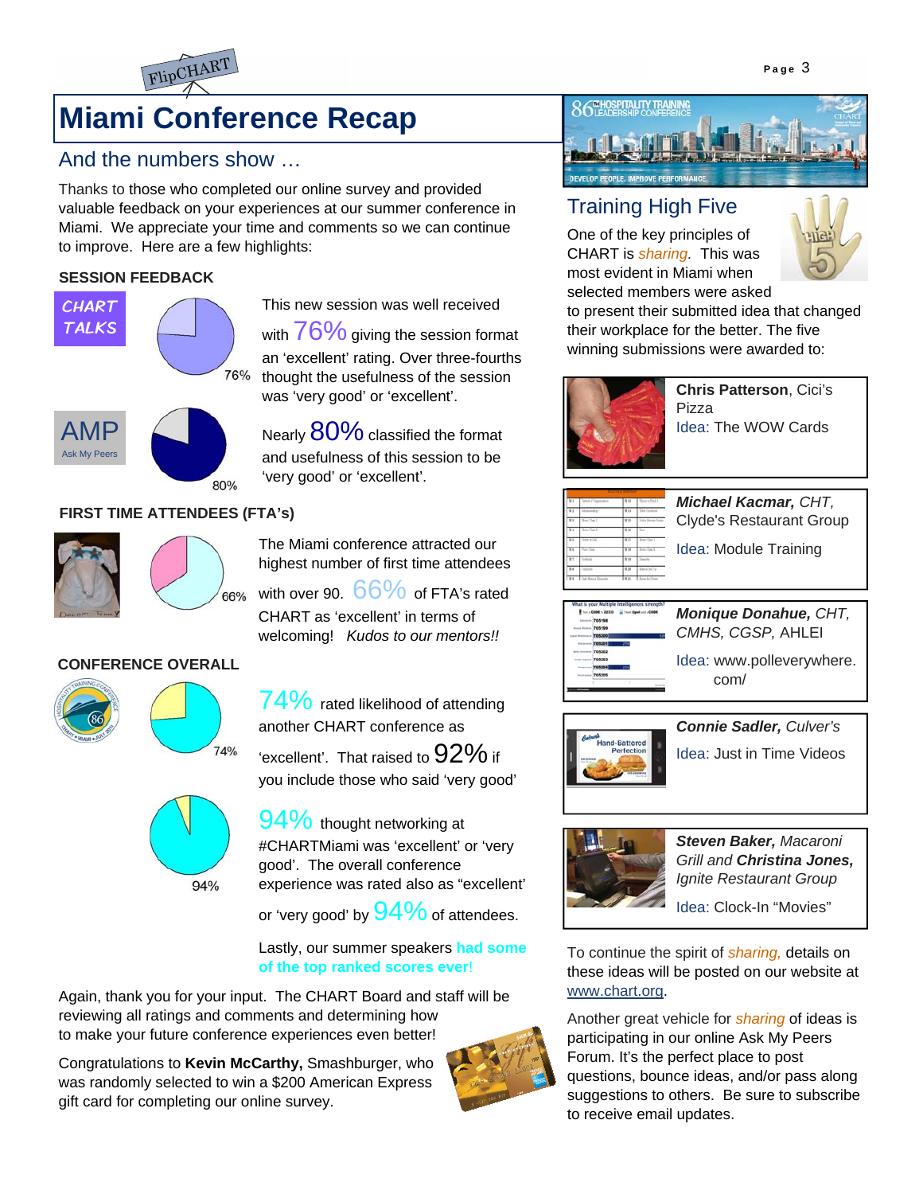# Miami Conference Recap

## And the numbers show …

Thanks to those who completed our online survey and provided valuable feedback on your experiences at our summer conference in Miami. We appreciate your time and comments so we can continue to improve. Here are a few highlights:

### SESSION FEEDBACK

**CHART TALKS**

76%

This new session was well received with 76% giving the session format an 'excellent' rating. Over three-fourths thought the usefulness of the session was 'very good' or 'excellent'.

**AMP** Ask My Peers

80%

Nearly 80% classified the format and usefulness of this session to be 'very good' or 'excellent'.

### FIRST TIME ATTENDEES (FTA's)

66%

The Miami conference attracted our highest number of first time attendees with over 90. 66% of FTA's rated CHART as 'excellent' in terms of welcoming! *Kudos to our mentors!!*

### CONFERENCE OVERALL

74%

74% rated likelihood of attending another CHART conference as 'excellent'. That raised to 92% if you include those who said 'very good'

94%

94% thought networking at #CHARTMiami was 'excellent' or 'very good'. The overall conference experience was rated also as "excellent' or 'very good' by 94% of attendees.

Lastly, our summer speakers **had some of the top ranked scores ever!**

Again, thank you for your input. The CHART Board and staff will be reviewing all ratings and comments and determining how to make your future conference experiences even better!

Congratulations to **Kevin McCarthy,** Smashburger, who was randomly selected to win a $200 American Express gift card for completing our online survey.

---

86th HOSPITALITY TRAINING LEADERSHIP CONFERENCE — DEVELOP PEOPLE. IMPROVE PERFORMANCE.

## Training High Five

One of the key principles of CHART is *sharing*. This was most evident in Miami when selected members were asked to present their submitted idea that changed their workplace for the better. The five winning submissions were awarded to:

**Chris Patterson**, Cici's Pizza
Idea: The WOW Cards

***Michael Kacmar,*** *CHT,* Clyde's Restaurant Group
Idea: Module Training

***Monique Donahue,*** *CHT, CMHS, CGSP,* AHLEI
Idea: www.polleverywhere.com/

***Connie Sadler,*** *Culver's*
Idea: Just in Time Videos

***Steven Baker,*** *Macaroni Grill and* ***Christina Jones,*** *Ignite Restaurant Group*
Idea: Clock-In "Movies"

To continue the spirit of *sharing,* details on these ideas will be posted on our website at www.chart.org.

Another great vehicle for *sharing* of ideas is participating in our online Ask My Peers Forum. It's the perfect place to post questions, bounce ideas, and/or pass along suggestions to others. Be sure to subscribe to receive email updates.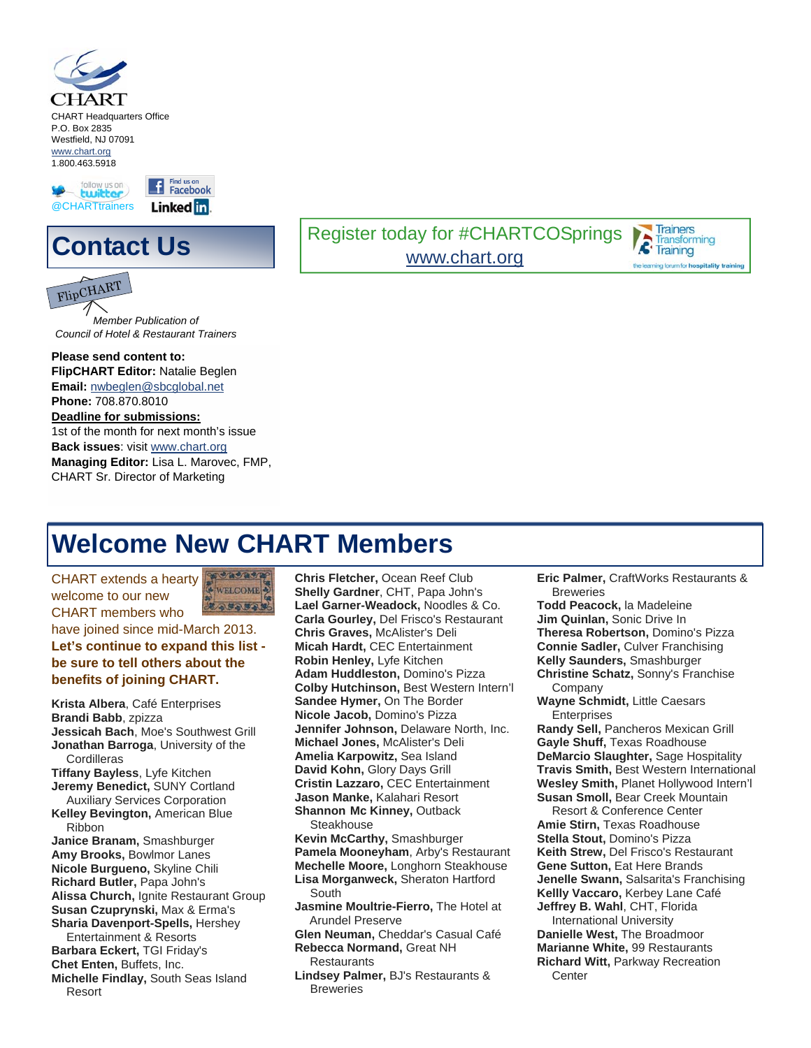CHART

CHART Headquarters Office
P.O. Box 2835
Westfield, NJ 07091
www.chart.org
1.800.463.5918

@CHARTtrainers

# Contact Us

FlipCHART

*Member Publication of Council of Hotel & Restaurant Trainers*

**Please send content to:**
**FlipCHART Editor:** Natalie Beglen
**Email:** nwbeglen@sbcglobal.net
**Phone:** 708.870.8010
**Deadline for submissions:**
1st of the month for next month's issue
**Back issues**: visit www.chart.org
**Managing Editor:** Lisa L. Marovec, FMP, CHART Sr. Director of Marketing

Register today for #CHARTCOSprings
www.chart.org

Trainers Transforming Training
the learning forum for hospitality training

# Welcome New CHART Members

CHART extends a hearty welcome to our new CHART members who have joined since mid-March 2013. **Let's continue to expand this list - be sure to tell others about the benefits of joining CHART.**

**Krista Albera**, Café Enterprises
**Brandi Babb**, zpizza
**Jessicah Bach**, Moe's Southwest Grill
**Jonathan Barroga**, University of the Cordilleras
**Tiffany Bayless**, Lyfe Kitchen
**Jeremy Benedict,** SUNY Cortland Auxiliary Services Corporation
**Kelley Bevington,** American Blue Ribbon
**Janice Branam,** Smashburger
**Amy Brooks,** Bowlmor Lanes
**Nicole Burgueno,** Skyline Chili
**Richard Butler,** Papa John's
**Alissa Church,** Ignite Restaurant Group
**Susan Czuprynski,** Max & Erma's
**Sharia Davenport-Spells,** Hershey Entertainment & Resorts
**Barbara Eckert,** TGI Friday's
**Chet Enten,** Buffets, Inc.
**Michelle Findlay,** South Seas Island Resort
**Chris Fletcher,** Ocean Reef Club
**Shelly Gardner**, CHT, Papa John's
**Lael Garner-Weadock,** Noodles & Co.
**Carla Gourley,** Del Frisco's Restaurant
**Chris Graves,** McAlister's Deli
**Micah Hardt,** CEC Entertainment
**Robin Henley,** Lyfe Kitchen
**Adam Huddleston,** Domino's Pizza
**Colby Hutchinson,** Best Western Intern'l
**Sandee Hymer,** On The Border
**Nicole Jacob,** Domino's Pizza
**Jennifer Johnson,** Delaware North, Inc.
**Michael Jones,** McAlister's Deli
**Amelia Karpowitz,** Sea Island
**David Kohn,** Glory Days Grill
**Cristin Lazzaro,** CEC Entertainment
**Jason Manke,** Kalahari Resort
**Shannon Mc Kinney,** Outback Steakhouse
**Kevin McCarthy,** Smashburger
**Pamela Mooneyham**, Arby's Restaurant
**Mechelle Moore,** Longhorn Steakhouse
**Lisa Morganweck,** Sheraton Hartford South
**Jasmine Moultrie-Fierro,** The Hotel at Arundel Preserve
**Glen Neuman,** Cheddar's Casual Café
**Rebecca Normand,** Great NH Restaurants
**Lindsey Palmer,** BJ's Restaurants & Breweries
**Eric Palmer,** CraftWorks Restaurants & Breweries
**Todd Peacock,** la Madeleine
**Jim Quinlan,** Sonic Drive In
**Theresa Robertson,** Domino's Pizza
**Connie Sadler,** Culver Franchising
**Kelly Saunders,** Smashburger
**Christine Schatz,** Sonny's Franchise Company
**Wayne Schmidt,** Little Caesars Enterprises
**Randy Sell,** Pancheros Mexican Grill
**Gayle Shuff,** Texas Roadhouse
**DeMarcio Slaughter,** Sage Hospitality
**Travis Smith,** Best Western International
**Wesley Smith,** Planet Hollywood Intern'l
**Susan Smoll,** Bear Creek Mountain Resort & Conference Center
**Amie Stirn,** Texas Roadhouse
**Stella Stout,** Domino's Pizza
**Keith Strew,** Del Frisco's Restaurant
**Gene Sutton,** Eat Here Brands
**Jenelle Swann,** Salsarita's Franchising
**Kellly Vaccaro,** Kerbey Lane Café
**Jeffrey B. Wahl**, CHT, Florida International University
**Danielle West,** The Broadmoor
**Marianne White,** 99 Restaurants
**Richard Witt,** Parkway Recreation Center